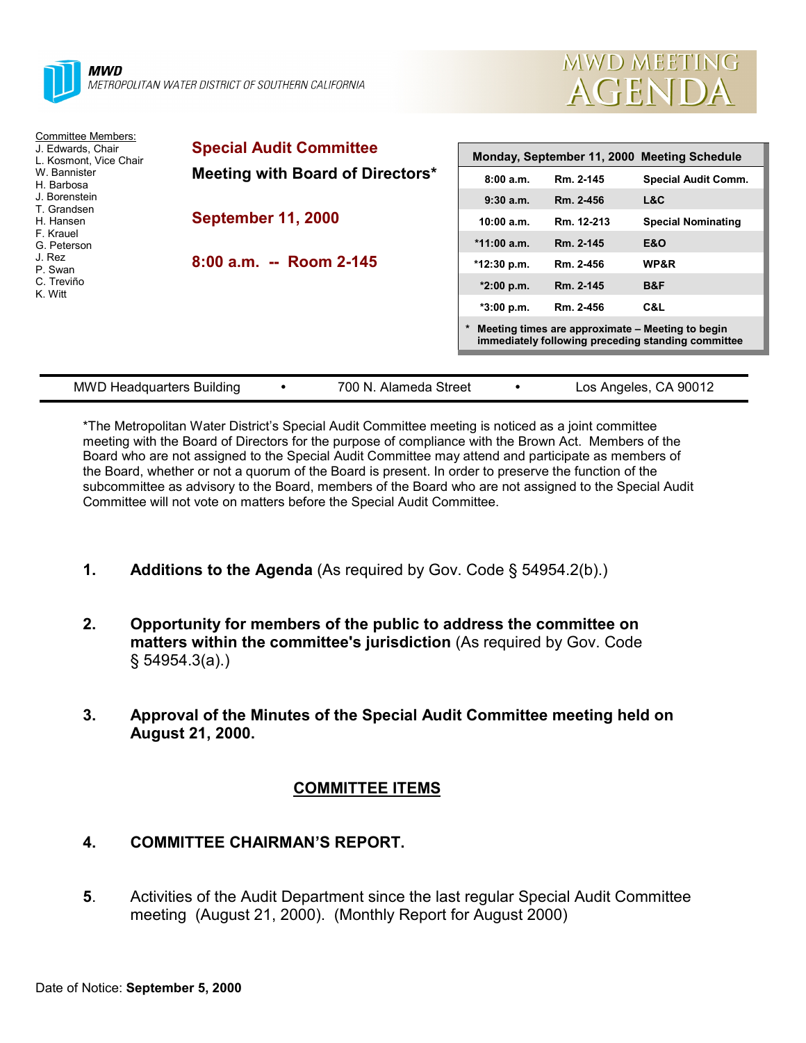**MWD**
METROPOLITAN WATER DISTRICT OF SOUTHERN CALIFORNIA

# MWD MEETING AGENDA

Committee Members:
J. Edwards, Chair
L. Kosmont, Vice Chair
W. Bannister
H. Barbosa
J. Borenstein
T. Grandsen
H. Hansen
F. Krauel
G. Peterson
J. Rez
P. Swan
C. Treviño
K. Witt

## Special Audit Committee

**Meeting with Board of Directors***

## September 11, 2000

## 8:00 a.m. -- Room 2-145

| Monday, September 11, 2000 Meeting Schedule | | |
|---|---|---|
| 8:00 a.m. | Rm. 2-145 | Special Audit Comm. |
| 9:30 a.m. | Rm. 2-456 | L&C |
| 10:00 a.m. | Rm. 12-213 | Special Nominating |
| *11:00 a.m. | Rm. 2-145 | E&O |
| *12:30 p.m. | Rm. 2-456 | WP&R |
| *2:00 p.m. | Rm. 2-145 | B&F |
| *3:00 p.m. | Rm. 2-456 | C&L |

\* Meeting times are approximate – Meeting to begin immediately following preceding standing committee

MWD Headquarters Building • 700 N. Alameda Street • Los Angeles, CA 90012

*The Metropolitan Water District's Special Audit Committee meeting is noticed as a joint committee meeting with the Board of Directors for the purpose of compliance with the Brown Act. Members of the Board who are not assigned to the Special Audit Committee may attend and participate as members of the Board, whether or not a quorum of the Board is present. In order to preserve the function of the subcommittee as advisory to the Board, members of the Board who are not assigned to the Special Audit Committee will not vote on matters before the Special Audit Committee.

1. **Additions to the Agenda** (As required by Gov. Code § 54954.2(b).)

2. **Opportunity for members of the public to address the committee on matters within the committee's jurisdiction** (As required by Gov. Code § 54954.3(a).)

3. **Approval of the Minutes of the Special Audit Committee meeting held on August 21, 2000.**

## COMMITTEE ITEMS

4. **COMMITTEE CHAIRMAN'S REPORT.**

5. Activities of the Audit Department since the last regular Special Audit Committee meeting (August 21, 2000). (Monthly Report for August 2000)

Date of Notice: **September 5, 2000**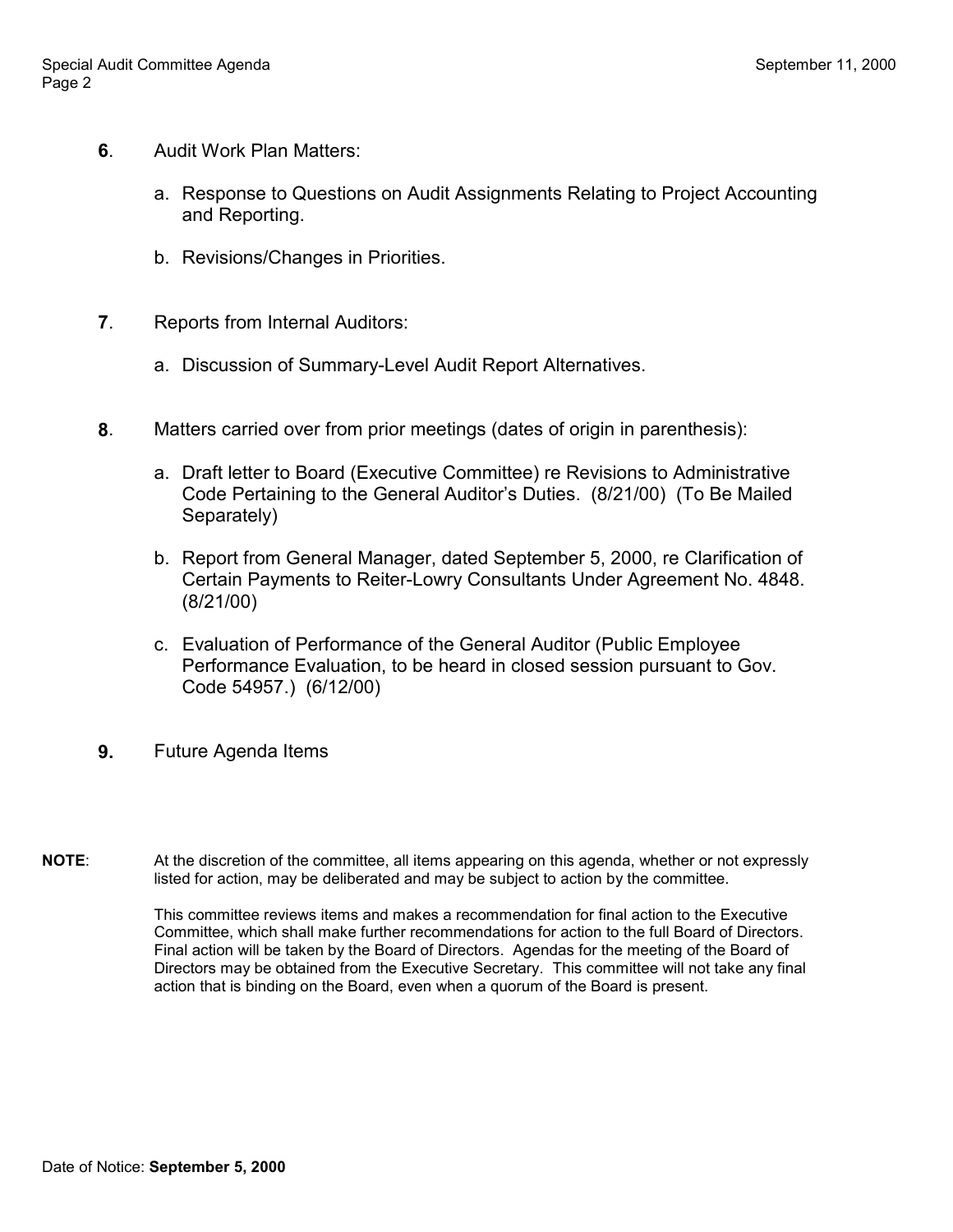**6**. Audit Work Plan Matters:

a. Response to Questions on Audit Assignments Relating to Project Accounting and Reporting.

b. Revisions/Changes in Priorities.

**7**. Reports from Internal Auditors:

a. Discussion of Summary-Level Audit Report Alternatives.

**8**. Matters carried over from prior meetings (dates of origin in parenthesis):

a. Draft letter to Board (Executive Committee) re Revisions to Administrative Code Pertaining to the General Auditor's Duties. (8/21/00) (To Be Mailed Separately)

b. Report from General Manager, dated September 5, 2000, re Clarification of Certain Payments to Reiter-Lowry Consultants Under Agreement No. 4848. (8/21/00)

c. Evaluation of Performance of the General Auditor (Public Employee Performance Evaluation, to be heard in closed session pursuant to Gov. Code 54957.) (6/12/00)

**9.** Future Agenda Items

**NOTE**: At the discretion of the committee, all items appearing on this agenda, whether or not expressly listed for action, may be deliberated and may be subject to action by the committee.

This committee reviews items and makes a recommendation for final action to the Executive Committee, which shall make further recommendations for action to the full Board of Directors. Final action will be taken by the Board of Directors. Agendas for the meeting of the Board of Directors may be obtained from the Executive Secretary. This committee will not take any final action that is binding on the Board, even when a quorum of the Board is present.

Date of Notice: **September 5, 2000**